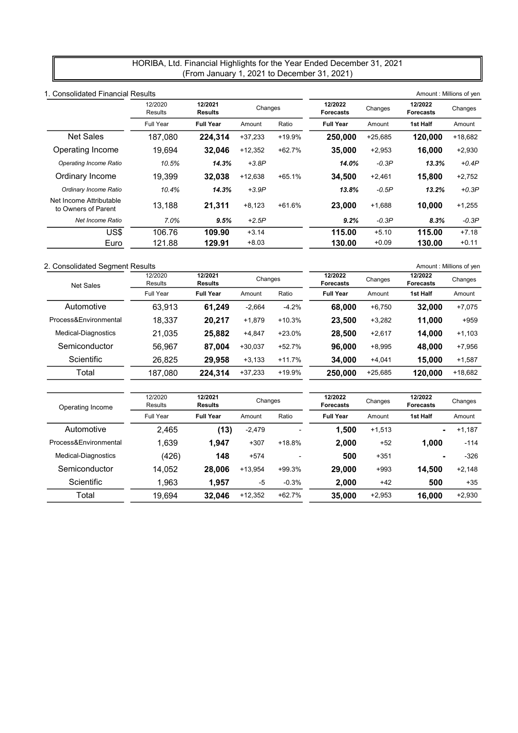# HORIBA, Ltd. Financial Highlights for the Year Ended December 31, 2021
(From January 1, 2021 to December 31, 2021)

## 1. Consolidated Financial Results

Amount : Millions of yen

| | 12/2020 Results | 12/2021 Results | Changes | | 12/2022 Forecasts | Changes | 12/2022 Forecasts | Changes |
|---|---|---|---|---|---|---|---|---|
| | Full Year | **Full Year** | Amount | Ratio | **Full Year** | Amount | **1st Half** | Amount |
| Net Sales | 187,080 | **224,314** | +37,233 | +19.9% | **250,000** | +25,685 | **120,000** | +18,682 |
| Operating Income | 19,694 | **32,046** | +12,352 | +62.7% | **35,000** | +2,953 | **16,000** | +2,930 |
| *Operating Income Ratio* | *10.5%* | ***14.3%*** | *+3.8P* | | ***14.0%*** | *-0.3P* | ***13.3%*** | *+0.4P* |
| Ordinary Income | 19,399 | **32,038** | +12,638 | +65.1% | **34,500** | +2,461 | **15,800** | +2,752 |
| *Ordinary Income Ratio* | *10.4%* | ***14.3%*** | *+3.9P* | | ***13.8%*** | *-0.5P* | ***13.2%*** | *+0.3P* |
| Net Income Attributable to Owners of Parent | 13,188 | **21,311** | +8,123 | +61.6% | **23,000** | +1,688 | **10,000** | +1,255 |
| *Net Income Ratio* | *7.0%* | ***9.5%*** | *+2.5P* | | ***9.2%*** | *-0.3P* | ***8.3%*** | *-0.3P* |
| US$ | 106.76 | **109.90** | +3.14 | | **115.00** | +5.10 | **115.00** | +7.18 |
| Euro | 121.88 | **129.91** | +8.03 | | **130.00** | +0.09 | **130.00** | +0.11 |

## 2. Consolidated Segment Results

Amount : Millions of yen

| Net Sales | 12/2020 Results | 12/2021 Results | Changes | | 12/2022 Forecasts | Changes | 12/2022 Forecasts | Changes |
|---|---|---|---|---|---|---|---|---|
| | Full Year | **Full Year** | Amount | Ratio | **Full Year** | Amount | **1st Half** | Amount |
| Automotive | 63,913 | **61,249** | -2,664 | -4.2% | **68,000** | +6,750 | **32,000** | +7,075 |
| Process&Environmental | 18,337 | **20,217** | +1,879 | +10.3% | **23,500** | +3,282 | **11,000** | +959 |
| Medical-Diagnostics | 21,035 | **25,882** | +4,847 | +23.0% | **28,500** | +2,617 | **14,000** | +1,103 |
| Semiconductor | 56,967 | **87,004** | +30,037 | +52.7% | **96,000** | +8,995 | **48,000** | +7,956 |
| Scientific | 26,825 | **29,958** | +3,133 | +11.7% | **34,000** | +4,041 | **15,000** | +1,587 |
| Total | 187,080 | **224,314** | +37,233 | +19.9% | **250,000** | +25,685 | **120,000** | +18,682 |

| Operating Income | 12/2020 Results | 12/2021 Results | Changes | | 12/2022 Forecasts | Changes | 12/2022 Forecasts | Changes |
|---|---|---|---|---|---|---|---|---|
| | Full Year | **Full Year** | Amount | Ratio | **Full Year** | Amount | **1st Half** | Amount |
| Automotive | 2,465 | **(13)** | -2,479 | - | **1,500** | +1,513 | **-** | +1,187 |
| Process&Environmental | 1,639 | **1,947** | +307 | +18.8% | **2,000** | +52 | **1,000** | -114 |
| Medical-Diagnostics | (426) | **148** | +574 | - | **500** | +351 | **-** | -326 |
| Semiconductor | 14,052 | **28,006** | +13,954 | +99.3% | **29,000** | +993 | **14,500** | +2,148 |
| Scientific | 1,963 | **1,957** | -5 | -0.3% | **2,000** | +42 | **500** | +35 |
| Total | 19,694 | **32,046** | +12,352 | +62.7% | **35,000** | +2,953 | **16,000** | +2,930 |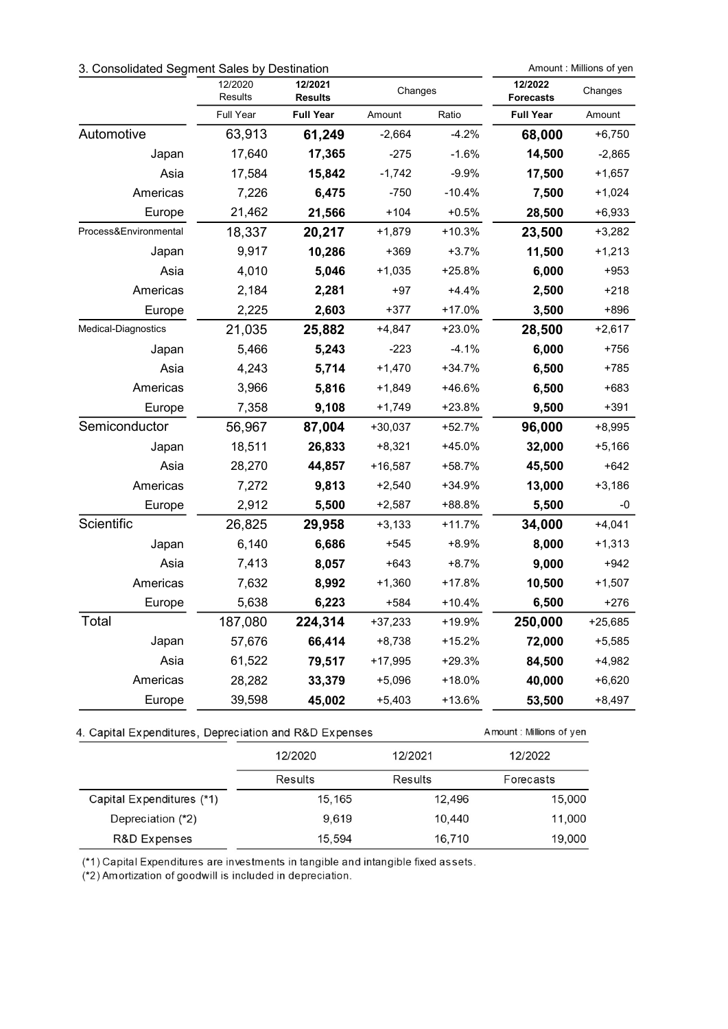## 3. Consolidated Segment Sales by Destination

Amount : Millions of yen

| | 12/2020 Results | **12/2021 Results** | Changes | | **12/2022 Forecasts** | Changes |
|---|---|---|---|---|---|---|
| | Full Year | **Full Year** | Amount | Ratio | **Full Year** | Amount |
| Automotive | 63,913 | **61,249** | -2,664 | -4.2% | **68,000** | +6,750 |
| Japan | 17,640 | **17,365** | -275 | -1.6% | **14,500** | -2,865 |
| Asia | 17,584 | **15,842** | -1,742 | -9.9% | **17,500** | +1,657 |
| Americas | 7,226 | **6,475** | -750 | -10.4% | **7,500** | +1,024 |
| Europe | 21,462 | **21,566** | +104 | +0.5% | **28,500** | +6,933 |
| Process&Environmental | 18,337 | **20,217** | +1,879 | +10.3% | **23,500** | +3,282 |
| Japan | 9,917 | **10,286** | +369 | +3.7% | **11,500** | +1,213 |
| Asia | 4,010 | **5,046** | +1,035 | +25.8% | **6,000** | +953 |
| Americas | 2,184 | **2,281** | +97 | +4.4% | **2,500** | +218 |
| Europe | 2,225 | **2,603** | +377 | +17.0% | **3,500** | +896 |
| Medical-Diagnostics | 21,035 | **25,882** | +4,847 | +23.0% | **28,500** | +2,617 |
| Japan | 5,466 | **5,243** | -223 | -4.1% | **6,000** | +756 |
| Asia | 4,243 | **5,714** | +1,470 | +34.7% | **6,500** | +785 |
| Americas | 3,966 | **5,816** | +1,849 | +46.6% | **6,500** | +683 |
| Europe | 7,358 | **9,108** | +1,749 | +23.8% | **9,500** | +391 |
| Semiconductor | 56,967 | **87,004** | +30,037 | +52.7% | **96,000** | +8,995 |
| Japan | 18,511 | **26,833** | +8,321 | +45.0% | **32,000** | +5,166 |
| Asia | 28,270 | **44,857** | +16,587 | +58.7% | **45,500** | +642 |
| Americas | 7,272 | **9,813** | +2,540 | +34.9% | **13,000** | +3,186 |
| Europe | 2,912 | **5,500** | +2,587 | +88.8% | **5,500** | -0 |
| Scientific | 26,825 | **29,958** | +3,133 | +11.7% | **34,000** | +4,041 |
| Japan | 6,140 | **6,686** | +545 | +8.9% | **8,000** | +1,313 |
| Asia | 7,413 | **8,057** | +643 | +8.7% | **9,000** | +942 |
| Americas | 7,632 | **8,992** | +1,360 | +17.8% | **10,500** | +1,507 |
| Europe | 5,638 | **6,223** | +584 | +10.4% | **6,500** | +276 |
| Total | 187,080 | **224,314** | +37,233 | +19.9% | **250,000** | +25,685 |
| Japan | 57,676 | **66,414** | +8,738 | +15.2% | **72,000** | +5,585 |
| Asia | 61,522 | **79,517** | +17,995 | +29.3% | **84,500** | +4,982 |
| Americas | 28,282 | **33,379** | +5,096 | +18.0% | **40,000** | +6,620 |
| Europe | 39,598 | **45,002** | +5,403 | +13.6% | **53,500** | +8,497 |

## 4. Capital Expenditures, Depreciation and R&D Expenses

Amount : Millions of yen

| | 12/2020 | 12/2021 | 12/2022 |
|---|---|---|---|
| | Results | Results | Forecasts |
| Capital Expenditures (*1) | 15,165 | 12,496 | 15,000 |
| Depreciation (*2) | 9,619 | 10,440 | 11,000 |
| R&D Expenses | 15,594 | 16,710 | 19,000 |

(*1) Capital Expenditures are investments in tangible and intangible fixed assets.
(*2) Amortization of goodwill is included in depreciation.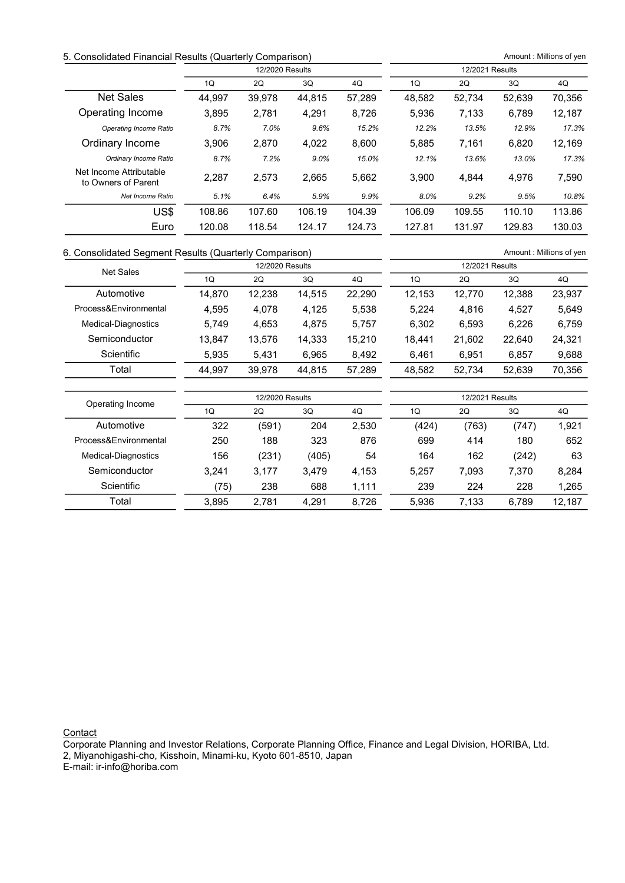## 5. Consolidated Financial Results (Quarterly Comparison)

Amount : Millions of yen

| | 12/2020 Results | | | | 12/2021 Results | | | |
|---|---|---|---|---|---|---|---|---|
| | 1Q | 2Q | 3Q | 4Q | 1Q | 2Q | 3Q | 4Q |
| Net Sales | 44,997 | 39,978 | 44,815 | 57,289 | 48,582 | 52,734 | 52,639 | 70,356 |
| Operating Income | 3,895 | 2,781 | 4,291 | 8,726 | 5,936 | 7,133 | 6,789 | 12,187 |
| *Operating Income Ratio* | *8.7%* | *7.0%* | *9.6%* | *15.2%* | *12.2%* | *13.5%* | *12.9%* | *17.3%* |
| Ordinary Income | 3,906 | 2,870 | 4,022 | 8,600 | 5,885 | 7,161 | 6,820 | 12,169 |
| *Ordinary Income Ratio* | *8.7%* | *7.2%* | *9.0%* | *15.0%* | *12.1%* | *13.6%* | *13.0%* | *17.3%* |
| Net Income Attributable to Owners of Parent | 2,287 | 2,573 | 2,665 | 5,662 | 3,900 | 4,844 | 4,976 | 7,590 |
| *Net Income Ratio* | *5.1%* | *6.4%* | *5.9%* | *9.9%* | *8.0%* | *9.2%* | *9.5%* | *10.8%* |
| US$ | 108.86 | 107.60 | 106.19 | 104.39 | 106.09 | 109.55 | 110.10 | 113.86 |
| Euro | 120.08 | 118.54 | 124.17 | 124.73 | 127.81 | 131.97 | 129.83 | 130.03 |

## 6. Consolidated Segment Results (Quarterly Comparison)

Amount : Millions of yen

| Net Sales | 12/2020 Results | | | | 12/2021 Results | | | |
|---|---|---|---|---|---|---|---|---|
| | 1Q | 2Q | 3Q | 4Q | 1Q | 2Q | 3Q | 4Q |
| Automotive | 14,870 | 12,238 | 14,515 | 22,290 | 12,153 | 12,770 | 12,388 | 23,937 |
| Process&Environmental | 4,595 | 4,078 | 4,125 | 5,538 | 5,224 | 4,816 | 4,527 | 5,649 |
| Medical-Diagnostics | 5,749 | 4,653 | 4,875 | 5,757 | 6,302 | 6,593 | 6,226 | 6,759 |
| Semiconductor | 13,847 | 13,576 | 14,333 | 15,210 | 18,441 | 21,602 | 22,640 | 24,321 |
| Scientific | 5,935 | 5,431 | 6,965 | 8,492 | 6,461 | 6,951 | 6,857 | 9,688 |
| Total | 44,997 | 39,978 | 44,815 | 57,289 | 48,582 | 52,734 | 52,639 | 70,356 |

| Operating Income | 12/2020 Results | | | | 12/2021 Results | | | |
|---|---|---|---|---|---|---|---|---|
| | 1Q | 2Q | 3Q | 4Q | 1Q | 2Q | 3Q | 4Q |
| Automotive | 322 | (591) | 204 | 2,530 | (424) | (763) | (747) | 1,921 |
| Process&Environmental | 250 | 188 | 323 | 876 | 699 | 414 | 180 | 652 |
| Medical-Diagnostics | 156 | (231) | (405) | 54 | 164 | 162 | (242) | 63 |
| Semiconductor | 3,241 | 3,177 | 3,479 | 4,153 | 5,257 | 7,093 | 7,370 | 8,284 |
| Scientific | (75) | 238 | 688 | 1,111 | 239 | 224 | 228 | 1,265 |
| Total | 3,895 | 2,781 | 4,291 | 8,726 | 5,936 | 7,133 | 6,789 | 12,187 |

Contact
Corporate Planning and Investor Relations, Corporate Planning Office, Finance and Legal Division, HORIBA, Ltd.
2, Miyanohigashi-cho, Kisshoin, Minami-ku, Kyoto 601-8510, Japan
E-mail: ir-info@horiba.com